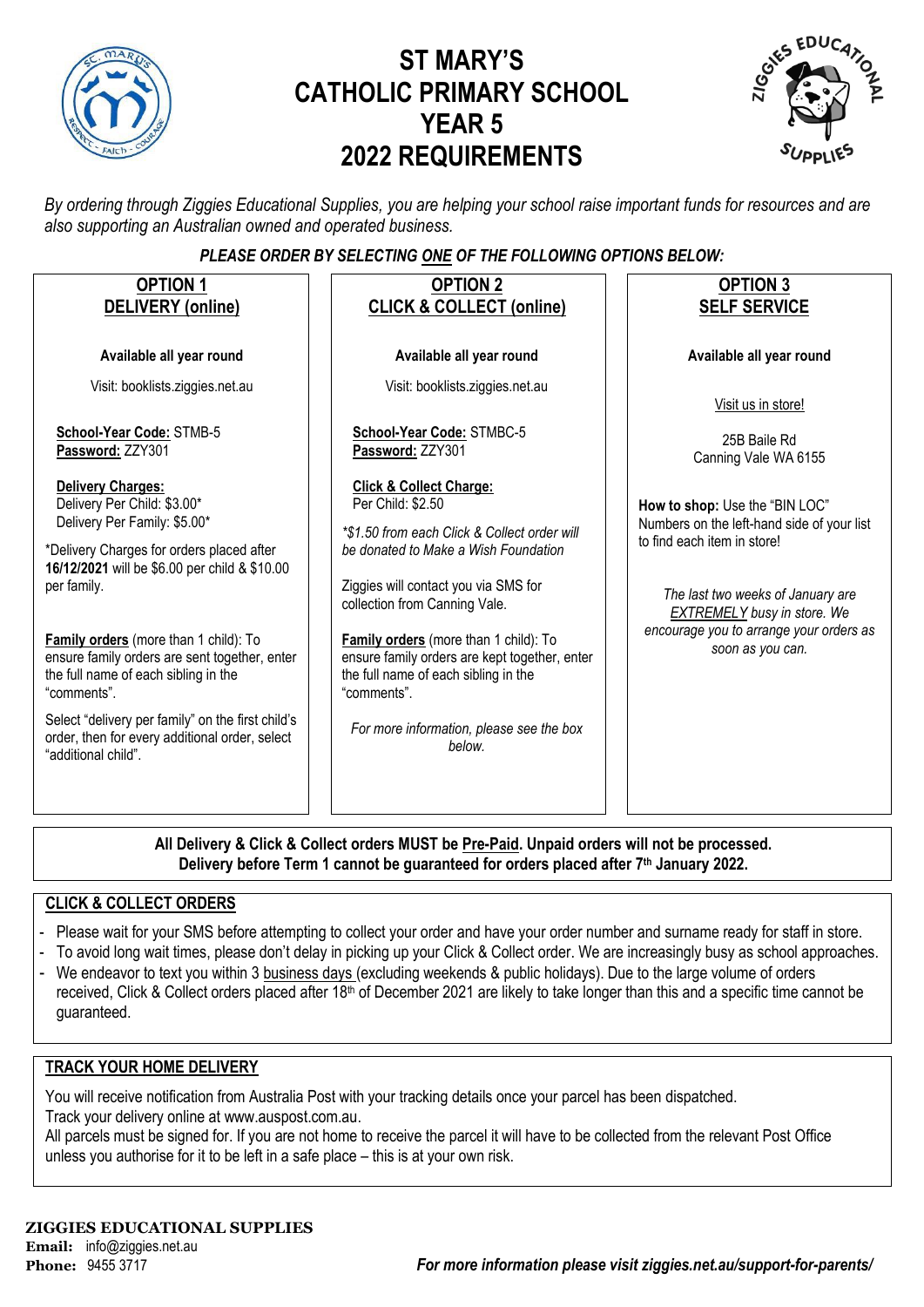# ST MARY'S CATHOLIC PRIMARY SCHOOL YEAR 5 2022 REQUIREMENTS

*By ordering through Ziggies Educational Supplies, you are helping your school raise important funds for resources and are also supporting an Australian owned and operated business.*

***PLEASE ORDER BY SELECTING ONE OF THE FOLLOWING OPTIONS BELOW:***

## OPTION 1 DELIVERY (online)

**Available all year round**

Visit: booklists.ziggies.net.au

**School-Year Code:** STMB-5
**Password:** ZZY301

**Delivery Charges:**
Delivery Per Child: $3.00*
Delivery Per Family: $5.00*

*Delivery Charges for orders placed after **16/12/2021** will be $6.00 per child & $10.00 per family.

**Family orders** (more than 1 child): To ensure family orders are sent together, enter the full name of each sibling in the "comments".

Select "delivery per family" on the first child's order, then for every additional order, select "additional child".

## OPTION 2 CLICK & COLLECT (online)

**Available all year round**

Visit: booklists.ziggies.net.au

**School-Year Code:** STMBC-5
**Password:** ZZY301

**Click & Collect Charge:**
Per Child: $2.50

*\*$1.50 from each Click & Collect order will be donated to Make a Wish Foundation*

Ziggies will contact you via SMS for collection from Canning Vale.

**Family orders** (more than 1 child): To ensure family orders are kept together, enter the full name of each sibling in the "comments".

*For more information, please see the box below.*

## OPTION 3 SELF SERVICE

**Available all year round**

Visit us in store!

25B Baile Rd
Canning Vale WA 6155

**How to shop:** Use the "BIN LOC" Numbers on the left-hand side of your list to find each item in store!

*The last two weeks of January are EXTREMELY busy in store. We encourage you to arrange your orders as soon as you can.*

---

**All Delivery & Click & Collect orders MUST be Pre-Paid. Unpaid orders will not be processed.**
**Delivery before Term 1 cannot be guaranteed for orders placed after 7th January 2022.**

## CLICK & COLLECT ORDERS

- Please wait for your SMS before attempting to collect your order and have your order number and surname ready for staff in store.
- To avoid long wait times, please don't delay in picking up your Click & Collect order. We are increasingly busy as school approaches.
- We endeavor to text you within 3 business days (excluding weekends & public holidays). Due to the large volume of orders received, Click & Collect orders placed after 18th of December 2021 are likely to take longer than this and a specific time cannot be guaranteed.

## TRACK YOUR HOME DELIVERY

You will receive notification from Australia Post with your tracking details once your parcel has been dispatched.
Track your delivery online at www.auspost.com.au.
All parcels must be signed for. If you are not home to receive the parcel it will have to be collected from the relevant Post Office unless you authorise for it to be left in a safe place – this is at your own risk.

**ZIGGIES EDUCATIONAL SUPPLIES**
**Email:** info@ziggies.net.au
**Phone:** 9455 3717

***For more information please visit ziggies.net.au/support-for-parents/***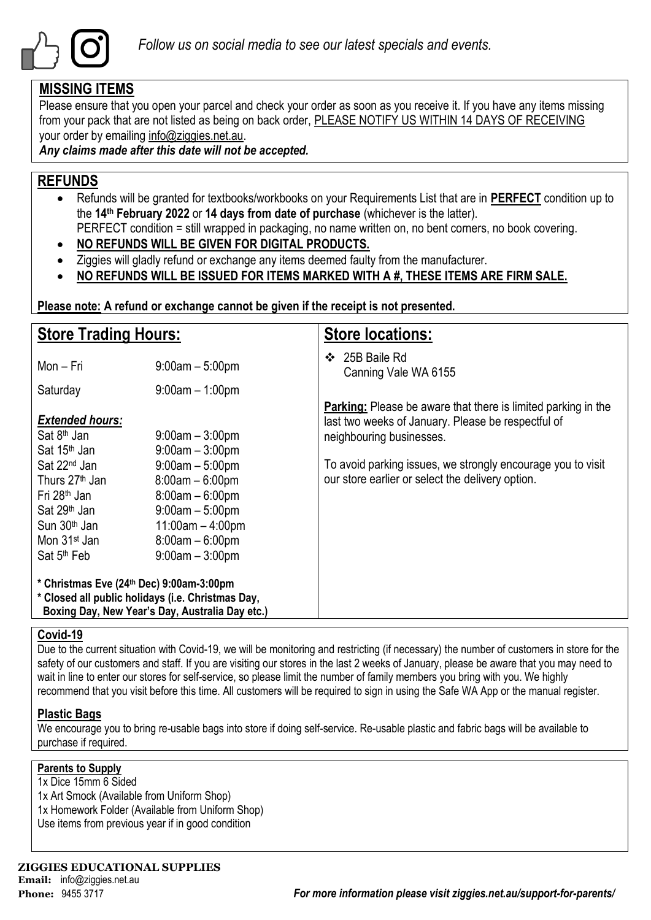*Follow us on social media to see our latest specials and events.*

## MISSING ITEMS

Please ensure that you open your parcel and check your order as soon as you receive it. If you have any items missing from your pack that are not listed as being on back order, PLEASE NOTIFY US WITHIN 14 DAYS OF RECEIVING your order by emailing info@ziggies.net.au.

***Any claims made after this date will not be accepted.***

## REFUNDS

- Refunds will be granted for textbooks/workbooks on your Requirements List that are in **PERFECT** condition up to the **14th February 2022** or **14 days from date of purchase** (whichever is the latter).
  PERFECT condition = still wrapped in packaging, no name written on, no bent corners, no book covering.
- **NO REFUNDS WILL BE GIVEN FOR DIGITAL PRODUCTS.**
- Ziggies will gladly refund or exchange any items deemed faulty from the manufacturer.
- **NO REFUNDS WILL BE ISSUED FOR ITEMS MARKED WITH A #, THESE ITEMS ARE FIRM SALE.**

**Please note: A refund or exchange cannot be given if the receipt is not presented.**

## Store Trading Hours:

| | |
|---|---|
| Mon – Fri | 9:00am – 5:00pm |
| Saturday | 9:00am – 1:00pm |

***Extended hours:***

| | |
|---|---|
| Sat 8th Jan | 9:00am – 3:00pm |
| Sat 15th Jan | 9:00am – 3:00pm |
| Sat 22nd Jan | 9:00am – 5:00pm |
| Thurs 27th Jan | 8:00am – 6:00pm |
| Fri 28th Jan | 8:00am – 6:00pm |
| Sat 29th Jan | 9:00am – 5:00pm |
| Sun 30th Jan | 11:00am – 4:00pm |
| Mon 31st Jan | 8:00am – 6:00pm |
| Sat 5th Feb | 9:00am – 3:00pm |

**\* Christmas Eve (24th Dec) 9:00am-3:00pm**
**\* Closed all public holidays (i.e. Christmas Day, Boxing Day, New Year's Day, Australia Day etc.)**

## Store locations:

- 25B Baile Rd
  Canning Vale WA 6155

**Parking:** Please be aware that there is limited parking in the last two weeks of January. Please be respectful of neighbouring businesses.

To avoid parking issues, we strongly encourage you to visit our store earlier or select the delivery option.

### Covid-19

Due to the current situation with Covid-19, we will be monitoring and restricting (if necessary) the number of customers in store for the safety of our customers and staff. If you are visiting our stores in the last 2 weeks of January, please be aware that you may need to wait in line to enter our stores for self-service, so please limit the number of family members you bring with you. We highly recommend that you visit before this time. All customers will be required to sign in using the Safe WA App or the manual register.

### Plastic Bags

We encourage you to bring re-usable bags into store if doing self-service. Re-usable plastic and fabric bags will be available to purchase if required.

### Parents to Supply

1x Dice 15mm 6 Sided
1x Art Smock (Available from Uniform Shop)
1x Homework Folder (Available from Uniform Shop)
Use items from previous year if in good condition

**ZIGGIES EDUCATIONAL SUPPLIES**
**Email:** info@ziggies.net.au
**Phone:** 9455 3717

***For more information please visit ziggies.net.au/support-for-parents/***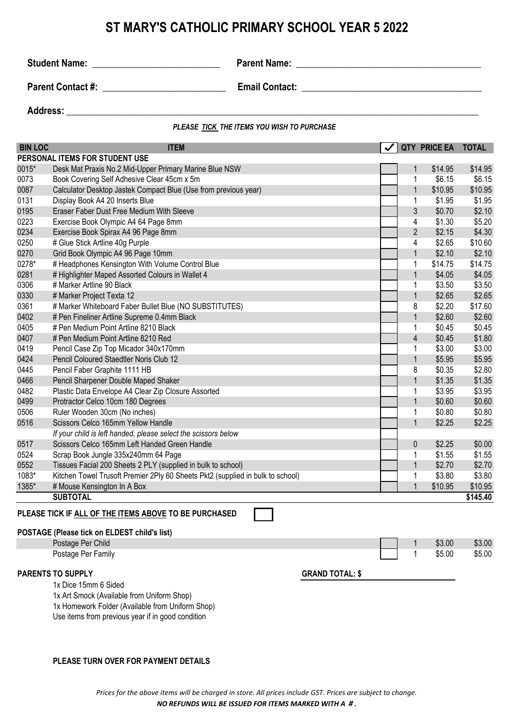# ST MARY'S CATHOLIC PRIMARY SCHOOL YEAR 5 2022

**Student Name:** ___________________________ **Parent Name:** ______________________________________

**Parent Contact #:** _________________________ **Email Contact:** ____________________________________

**Address:** ______________________________________________________________________________________

***PLEASE TICK THE ITEMS YOU WISH TO PURCHASE***

| BIN LOC | ITEM | ✓ | QTY | PRICE EA | TOTAL |
|---|---|---|---|---|---|
| **PERSONAL ITEMS FOR STUDENT USE** | | | | | |
| 0015* | Desk Mat Praxis No.2 Mid-Upper Primary Marine Blue NSW | | 1 | $14.95 | $14.95 |
| 0073 | Book Covering Self Adhesive Clear 45cm x 5m | | 1 | $6.15 | $6.15 |
| 0087 | Calculator Desktop Jastek Compact Blue (Use from previous year) | | 1 | $10.95 | $10.95 |
| 0131 | Display Book A4 20 Inserts Blue | | 1 | $1.95 | $1.95 |
| 0195 | Eraser Faber Dust Free Medium With Sleeve | | 3 | $0.70 | $2.10 |
| 0223 | Exercise Book Olympic A4 64 Page 8mm | | 4 | $1.30 | $5.20 |
| 0234 | Exercise Book Spirax A4 96 Page 8mm | | 2 | $2.15 | $4.30 |
| 0250 | # Glue Stick Artline 40g Purple | | 4 | $2.65 | $10.60 |
| 0270 | Grid Book Olympic A4 96 Page 10mm | | 1 | $2.10 | $2.10 |
| 0278* | # Headphones Kensington With Volume Control Blue | | 1 | $14.75 | $14.75 |
| 0281 | # Highlighter Maped Assorted Colours in Wallet 4 | | 1 | $4.05 | $4.05 |
| 0306 | # Marker Artline 90 Black | | 1 | $3.50 | $3.50 |
| 0330 | # Marker Project Texta 12 | | 1 | $2.65 | $2.65 |
| 0361 | # Marker Whiteboard Faber Bullet Blue (NO SUBSTITUTES) | | 8 | $2.20 | $17.60 |
| 0402 | # Pen Fineliner Artline Supreme 0.4mm Black | | 1 | $2.60 | $2.60 |
| 0405 | # Pen Medium Point Artline 8210 Black | | 1 | $0.45 | $0.45 |
| 0407 | # Pen Medium Point Artline 8210 Red | | 4 | $0.45 | $1.80 |
| 0419 | Pencil Case Zip Top Micador 340x170mm | | 1 | $3.00 | $3.00 |
| 0424 | Pencil Coloured Staedtler Noris Club 12 | | 1 | $5.95 | $5.95 |
| 0445 | Pencil Faber Graphite 1111 HB | | 8 | $0.35 | $2.80 |
| 0466 | Pencil Sharpener Double Maped Shaker | | 1 | $1.35 | $1.35 |
| 0482 | Plastic Data Envelope A4 Clear Zip Closure Assorted | | 1 | $3.95 | $3.95 |
| 0499 | Protractor Celco 10cm 180 Degrees | | 1 | $0.60 | $0.60 |
| 0506 | Ruler Wooden 30cm (No inches) | | 1 | $0.80 | $0.80 |
| 0516 | Scissors Celco 165mm Yellow Handle | | 1 | $2.25 | $2.25 |
| | *If your child is left handed, please select the scissors below* | | | | |
| 0517 | Scissors Celco 165mm Left Handed Green Handle | | 0 | $2.25 | $0.00 |
| 0524 | Scrap Book Jungle 335x240mm 64 Page | | 1 | $1.55 | $1.55 |
| 0552 | Tissues Facial 200 Sheets 2 PLY (supplied in bulk to school) | | 1 | $2.70 | $2.70 |
| 1083* | Kitchen Towel Trusoft Premier 2Ply 60 Sheets Pkt2 (supplied in bulk to school) | | 1 | $3.80 | $3.80 |
| 1385* | # Mouse Kensington In A Box | | 1 | $10.95 | $10.95 |
| | **SUBTOTAL** | | | | **$145.40** |

**PLEASE TICK IF ALL OF THE ITEMS ABOVE TO BE PURCHASED** ☐

**POSTAGE (Please tick on ELDEST child's list)**

| | ✓ | QTY | PRICE EA | TOTAL |
|---|---|---|---|---|
| Postage Per Child | | 1 | $3.00 | $3.00 |
| Postage Per Family | | 1 | $5.00 | $5.00 |

**PARENTS TO SUPPLY**

1x Dice 15mm 6 Sided
1x Art Smock (Available from Uniform Shop)
1x Homework Folder (Available from Uniform Shop)
Use items from previous year if in good condition

**GRAND TOTAL: $** ____________________

**PLEASE TURN OVER FOR PAYMENT DETAILS**

*Prices for the above items will be charged in store. All prices include GST. Prices are subject to change.*

***NO REFUNDS WILL BE ISSUED FOR ITEMS MARKED WITH A #.***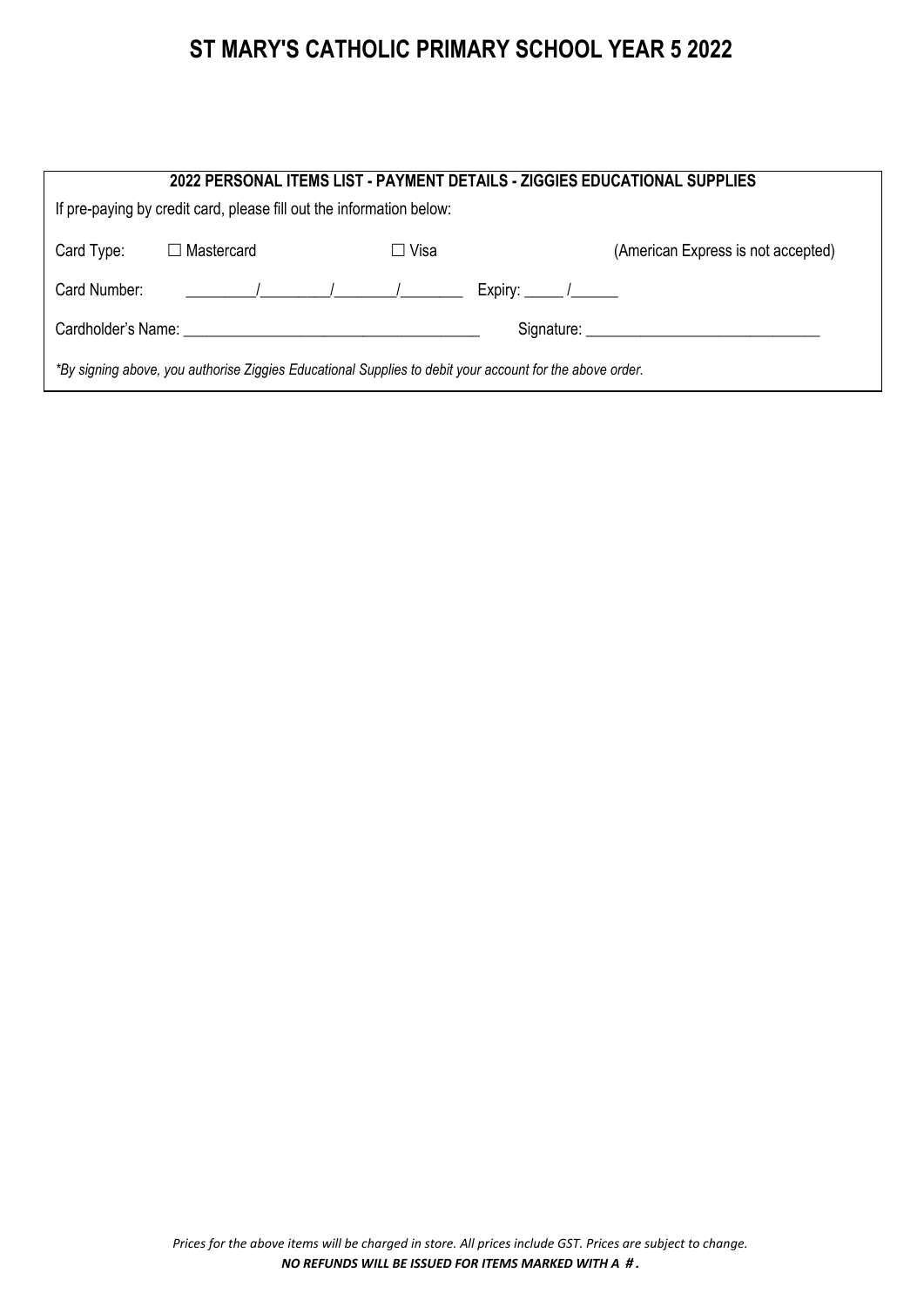# ST MARY'S CATHOLIC PRIMARY SCHOOL YEAR 5 2022

**2022 PERSONAL ITEMS LIST - PAYMENT DETAILS - ZIGGIES EDUCATIONAL SUPPLIES**

If pre-paying by credit card, please fill out the information below:

Card Type: ☐ Mastercard ☐ Visa (American Express is not accepted)

Card Number: _________/_________/________/________ Expiry: _____ /______

Cardholder's Name: _____________________________________ Signature: ______________________________

*\*By signing above, you authorise Ziggies Educational Supplies to debit your account for the above order.*

*Prices for the above items will be charged in store. All prices include GST. Prices are subject to change.*

***NO REFUNDS WILL BE ISSUED FOR ITEMS MARKED WITH A #.***